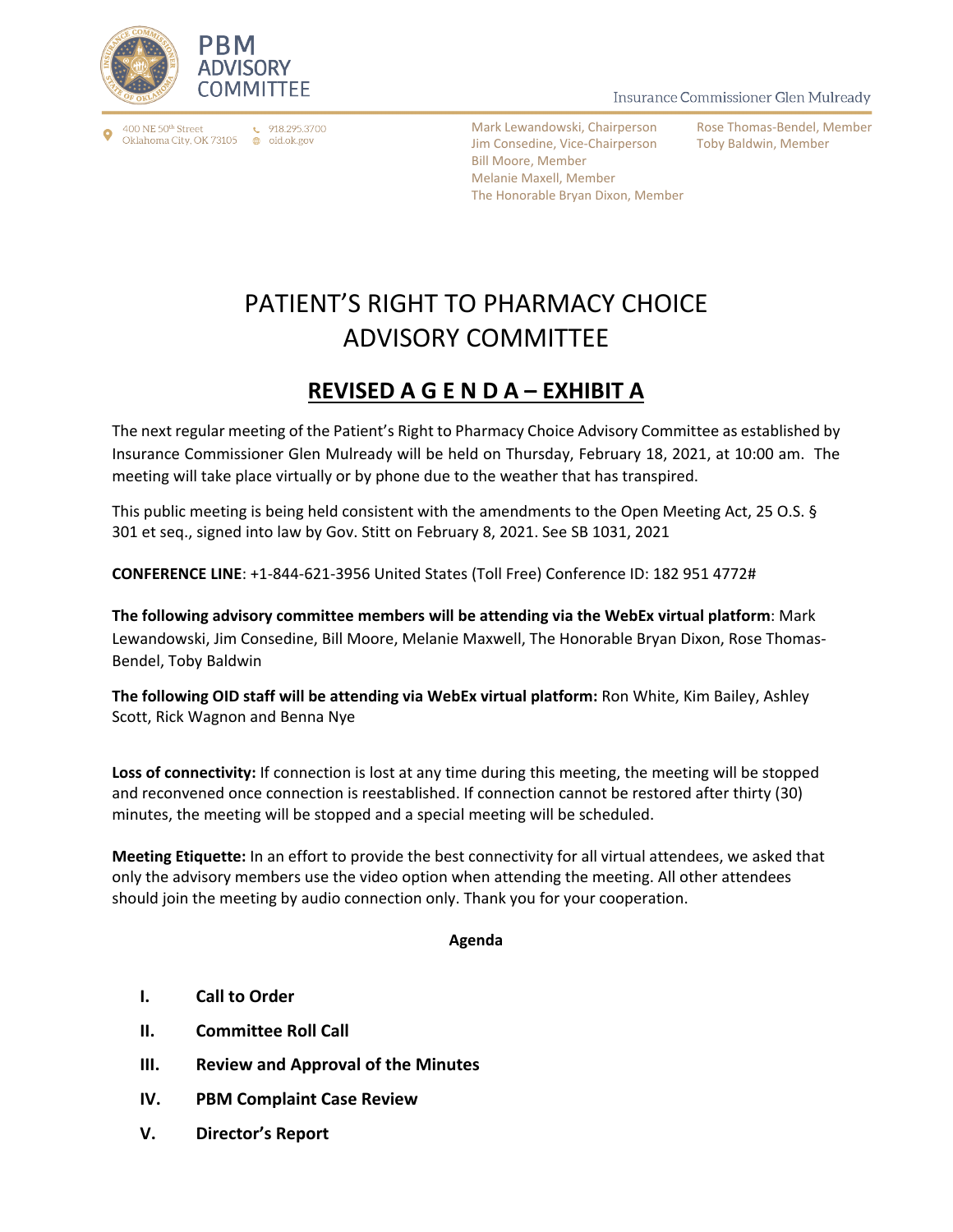PBM
ADVISORY
COMMITTEE

Insurance Commissioner Glen Mulready

400 NE 50th Street
Oklahoma City, OK 73105

918.295.3700
oid.ok.gov

Mark Lewandowski, Chairperson
Jim Consedine, Vice-Chairperson
Bill Moore, Member
Melanie Maxell, Member
The Honorable Bryan Dixon, Member
Rose Thomas-Bendel, Member
Toby Baldwin, Member

# PATIENT'S RIGHT TO PHARMACY CHOICE ADVISORY COMMITTEE

## REVISED A G E N D A – EXHIBIT A

The next regular meeting of the Patient's Right to Pharmacy Choice Advisory Committee as established by Insurance Commissioner Glen Mulready will be held on Thursday, February 18, 2021, at 10:00 am. The meeting will take place virtually or by phone due to the weather that has transpired.

This public meeting is being held consistent with the amendments to the Open Meeting Act, 25 O.S. § 301 et seq., signed into law by Gov. Stitt on February 8, 2021. See SB 1031, 2021

**CONFERENCE LINE**: +1-844-621-3956 United States (Toll Free) Conference ID: 182 951 4772#

**The following advisory committee members will be attending via the WebEx virtual platform**: Mark Lewandowski, Jim Consedine, Bill Moore, Melanie Maxwell, The Honorable Bryan Dixon, Rose Thomas-Bendel, Toby Baldwin

**The following OID staff will be attending via WebEx virtual platform:** Ron White, Kim Bailey, Ashley Scott, Rick Wagnon and Benna Nye

**Loss of connectivity:** If connection is lost at any time during this meeting, the meeting will be stopped and reconvened once connection is reestablished. If connection cannot be restored after thirty (30) minutes, the meeting will be stopped and a special meeting will be scheduled.

**Meeting Etiquette:** In an effort to provide the best connectivity for all virtual attendees, we asked that only the advisory members use the video option when attending the meeting. All other attendees should join the meeting by audio connection only. Thank you for your cooperation.

**Agenda**

- **I. Call to Order**
- **II. Committee Roll Call**
- **III. Review and Approval of the Minutes**
- **IV. PBM Complaint Case Review**
- **V. Director's Report**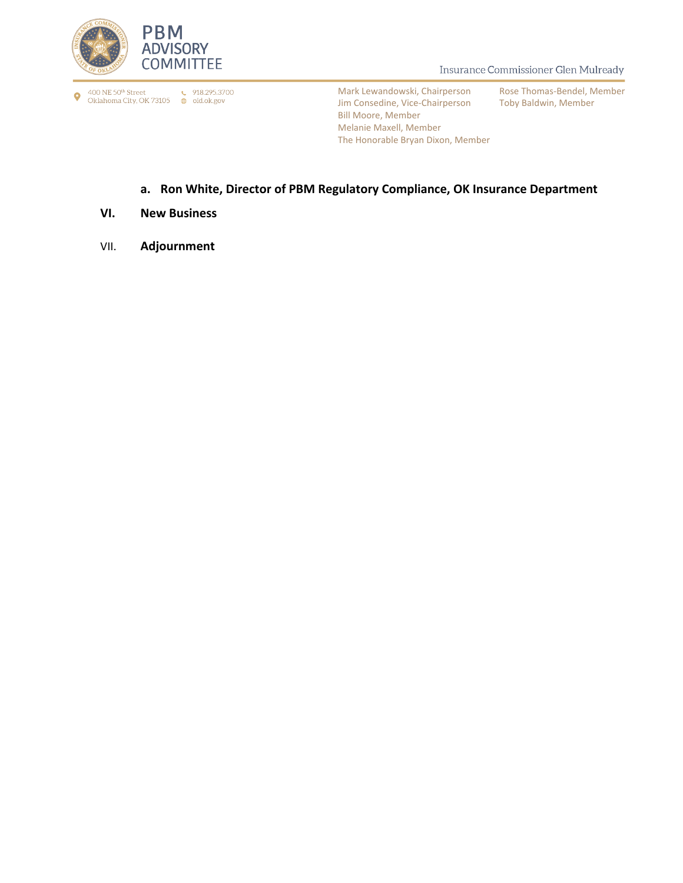a. **Ron White, Director of PBM Regulatory Compliance, OK Insurance Department**

**VI.** **New Business**

VII. **Adjournment**